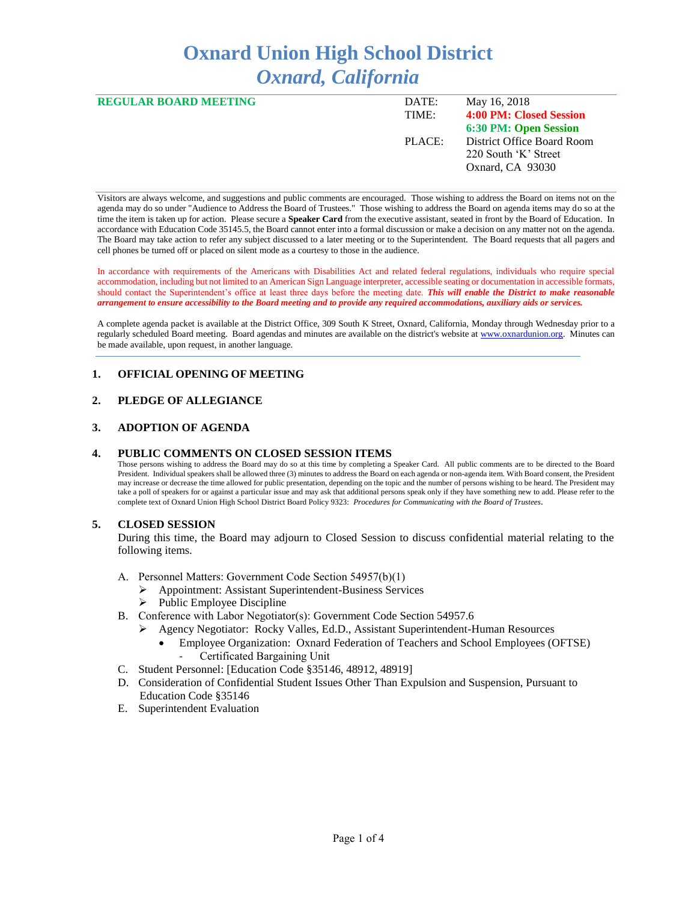# Oxnard Union High School District
## *Oxnard, California*

**REGULAR BOARD MEETING**

DATE: May 16, 2018
TIME: **4:00 PM: Closed Session**
**6:30 PM: Open Session**
PLACE: District Office Board Room
220 South 'K' Street
Oxnard, CA 93030

Visitors are always welcome, and suggestions and public comments are encouraged. Those wishing to address the Board on items not on the agenda may do so under "Audience to Address the Board of Trustees." Those wishing to address the Board on agenda items may do so at the time the item is taken up for action. Please secure a **Speaker Card** from the executive assistant, seated in front by the Board of Education. In accordance with Education Code 35145.5, the Board cannot enter into a formal discussion or make a decision on any matter not on the agenda. The Board may take action to refer any subject discussed to a later meeting or to the Superintendent. The Board requests that all pagers and cell phones be turned off or placed on silent mode as a courtesy to those in the audience.

In accordance with requirements of the Americans with Disabilities Act and related federal regulations, individuals who require special accommodation, including but not limited to an American Sign Language interpreter, accessible seating or documentation in accessible formats, should contact the Superintendent's office at least three days before the meeting date. ***This will enable the District to make reasonable arrangement to ensure accessibility to the Board meeting and to provide any required accommodations, auxiliary aids or services.***

A complete agenda packet is available at the District Office, 309 South K Street, Oxnard, California, Monday through Wednesday prior to a regularly scheduled Board meeting. Board agendas and minutes are available on the district's website at www.oxnardunion.org. Minutes can be made available, upon request, in another language.

### 1. OFFICIAL OPENING OF MEETING

### 2. PLEDGE OF ALLEGIANCE

### 3. ADOPTION OF AGENDA

### 4. PUBLIC COMMENTS ON CLOSED SESSION ITEMS

Those persons wishing to address the Board may do so at this time by completing a Speaker Card. All public comments are to be directed to the Board President. Individual speakers shall be allowed three (3) minutes to address the Board on each agenda or non-agenda item. With Board consent, the President may increase or decrease the time allowed for public presentation, depending on the topic and the number of persons wishing to be heard. The President may take a poll of speakers for or against a particular issue and may ask that additional persons speak only if they have something new to add. Please refer to the complete text of Oxnard Union High School District Board Policy 9323: *Procedures for Communicating with the Board of Trustees*.

### 5. CLOSED SESSION

During this time, the Board may adjourn to Closed Session to discuss confidential material relating to the following items.

A. Personnel Matters: Government Code Section 54957(b)(1)
   - Appointment: Assistant Superintendent-Business Services
   - Public Employee Discipline

B. Conference with Labor Negotiator(s): Government Code Section 54957.6
   - Agency Negotiator: Rocky Valles, Ed.D., Assistant Superintendent-Human Resources
     - Employee Organization: Oxnard Federation of Teachers and School Employees (OFTSE)
       - Certificated Bargaining Unit

C. Student Personnel: [Education Code §35146, 48912, 48919]

D. Consideration of Confidential Student Issues Other Than Expulsion and Suspension, Pursuant to Education Code §35146

E. Superintendent Evaluation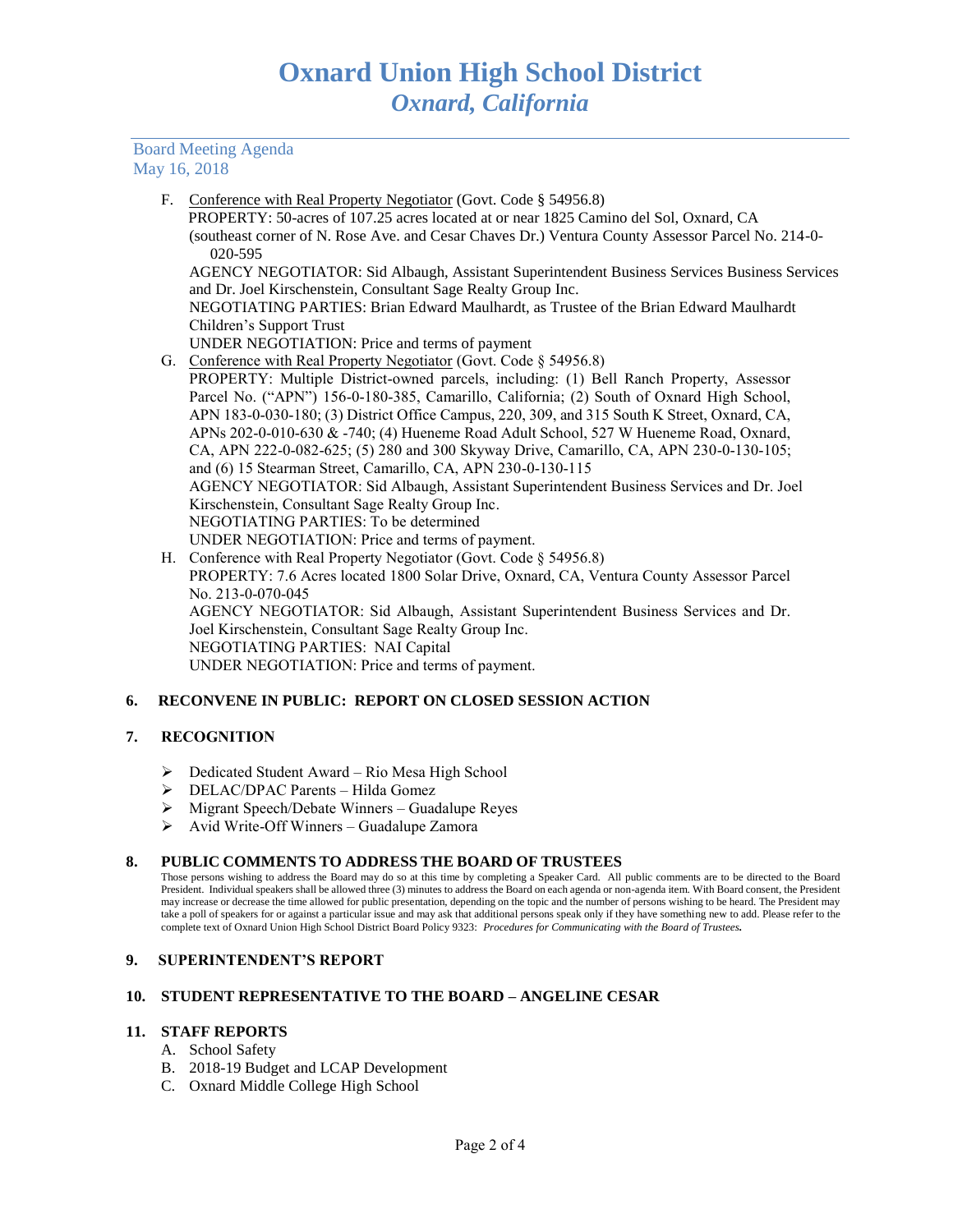Board Meeting Agenda
May 16, 2018

F. Conference with Real Property Negotiator (Govt. Code § 54956.8)
PROPERTY: 50-acres of 107.25 acres located at or near 1825 Camino del Sol, Oxnard, CA (southeast corner of N. Rose Ave. and Cesar Chaves Dr.) Ventura County Assessor Parcel No. 214-0-020-595
AGENCY NEGOTIATOR: Sid Albaugh, Assistant Superintendent Business Services Business Services and Dr. Joel Kirschenstein, Consultant Sage Realty Group Inc.
NEGOTIATING PARTIES: Brian Edward Maulhardt, as Trustee of the Brian Edward Maulhardt Children's Support Trust
UNDER NEGOTIATION: Price and terms of payment

G. Conference with Real Property Negotiator (Govt. Code § 54956.8)
PROPERTY: Multiple District-owned parcels, including: (1) Bell Ranch Property, Assessor Parcel No. ("APN") 156-0-180-385, Camarillo, California; (2) South of Oxnard High School, APN 183-0-030-180; (3) District Office Campus, 220, 309, and 315 South K Street, Oxnard, CA, APNs 202-0-010-630 & -740; (4) Hueneme Road Adult School, 527 W Hueneme Road, Oxnard, CA, APN 222-0-082-625; (5) 280 and 300 Skyway Drive, Camarillo, CA, APN 230-0-130-105; and (6) 15 Stearman Street, Camarillo, CA, APN 230-0-130-115
AGENCY NEGOTIATOR: Sid Albaugh, Assistant Superintendent Business Services and Dr. Joel Kirschenstein, Consultant Sage Realty Group Inc.
NEGOTIATING PARTIES: To be determined
UNDER NEGOTIATION: Price and terms of payment.

H. Conference with Real Property Negotiator (Govt. Code § 54956.8)
PROPERTY: 7.6 Acres located 1800 Solar Drive, Oxnard, CA, Ventura County Assessor Parcel No. 213-0-070-045
AGENCY NEGOTIATOR: Sid Albaugh, Assistant Superintendent Business Services and Dr. Joel Kirschenstein, Consultant Sage Realty Group Inc.
NEGOTIATING PARTIES: NAI Capital
UNDER NEGOTIATION: Price and terms of payment.

## 6. RECONVENE IN PUBLIC: REPORT ON CLOSED SESSION ACTION

## 7. RECOGNITION

- Dedicated Student Award – Rio Mesa High School
- DELAC/DPAC Parents – Hilda Gomez
- Migrant Speech/Debate Winners – Guadalupe Reyes
- Avid Write-Off Winners – Guadalupe Zamora

## 8. PUBLIC COMMENTS TO ADDRESS THE BOARD OF TRUSTEES

Those persons wishing to address the Board may do so at this time by completing a Speaker Card. All public comments are to be directed to the Board President. Individual speakers shall be allowed three (3) minutes to address the Board on each agenda or non-agenda item. With Board consent, the President may increase or decrease the time allowed for public presentation, depending on the topic and the number of persons wishing to be heard. The President may take a poll of speakers for or against a particular issue and may ask that additional persons speak only if they have something new to add. Please refer to the complete text of Oxnard Union High School District Board Policy 9323: ***Procedures for Communicating with the Board of Trustees.***

## 9. SUPERINTENDENT'S REPORT

## 10. STUDENT REPRESENTATIVE TO THE BOARD – ANGELINE CESAR

## 11. STAFF REPORTS

A. School Safety
B. 2018-19 Budget and LCAP Development
C. Oxnard Middle College High School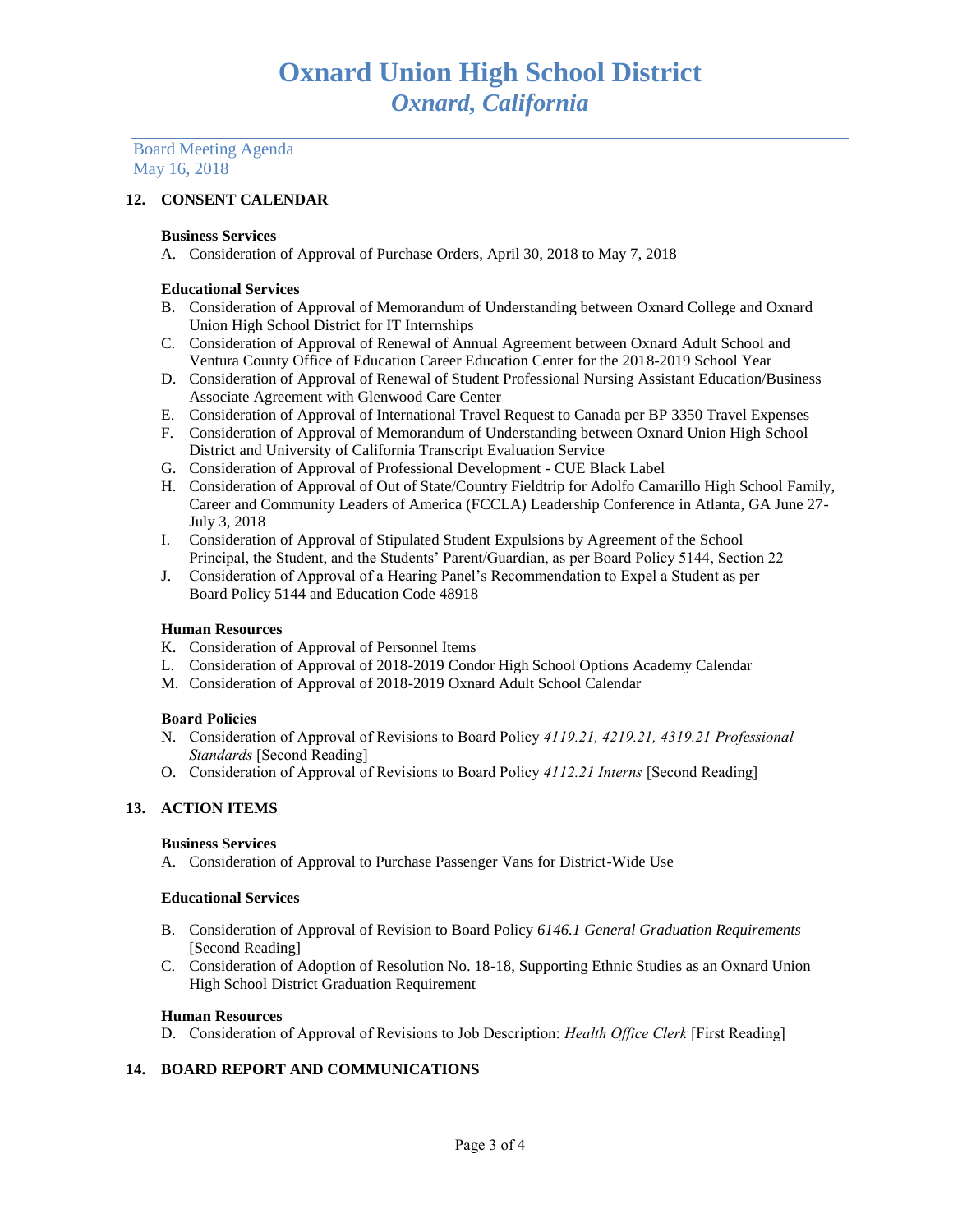# Oxnard Union High School District
## *Oxnard, California*

Board Meeting Agenda
May 16, 2018

### 12. CONSENT CALENDAR

**Business Services**

A. Consideration of Approval of Purchase Orders, April 30, 2018 to May 7, 2018

**Educational Services**

B. Consideration of Approval of Memorandum of Understanding between Oxnard College and Oxnard Union High School District for IT Internships
C. Consideration of Approval of Renewal of Annual Agreement between Oxnard Adult School and Ventura County Office of Education Career Education Center for the 2018-2019 School Year
D. Consideration of Approval of Renewal of Student Professional Nursing Assistant Education/Business Associate Agreement with Glenwood Care Center
E. Consideration of Approval of International Travel Request to Canada per BP 3350 Travel Expenses
F. Consideration of Approval of Memorandum of Understanding between Oxnard Union High School District and University of California Transcript Evaluation Service
G. Consideration of Approval of Professional Development - CUE Black Label
H. Consideration of Approval of Out of State/Country Fieldtrip for Adolfo Camarillo High School Family, Career and Community Leaders of America (FCCLA) Leadership Conference in Atlanta, GA June 27-July 3, 2018
I. Consideration of Approval of Stipulated Student Expulsions by Agreement of the School Principal, the Student, and the Students' Parent/Guardian, as per Board Policy 5144, Section 22
J. Consideration of Approval of a Hearing Panel's Recommendation to Expel a Student as per Board Policy 5144 and Education Code 48918

**Human Resources**

K. Consideration of Approval of Personnel Items
L. Consideration of Approval of 2018-2019 Condor High School Options Academy Calendar
M. Consideration of Approval of 2018-2019 Oxnard Adult School Calendar

**Board Policies**

N. Consideration of Approval of Revisions to Board Policy *4119.21, 4219.21, 4319.21 Professional Standards* [Second Reading]
O. Consideration of Approval of Revisions to Board Policy *4112.21 Interns* [Second Reading]

### 13. ACTION ITEMS

**Business Services**

A. Consideration of Approval to Purchase Passenger Vans for District-Wide Use

**Educational Services**

B. Consideration of Approval of Revision to Board Policy *6146.1 General Graduation Requirements* [Second Reading]
C. Consideration of Adoption of Resolution No. 18-18, Supporting Ethnic Studies as an Oxnard Union High School District Graduation Requirement

**Human Resources**

D. Consideration of Approval of Revisions to Job Description: *Health Office Clerk* [First Reading]

### 14. BOARD REPORT AND COMMUNICATIONS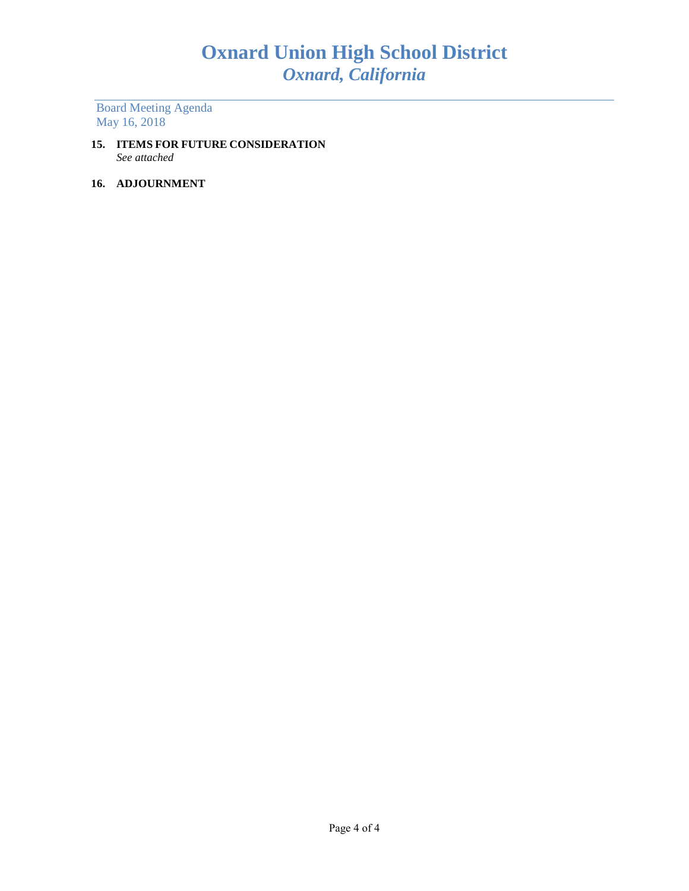**15. ITEMS FOR FUTURE CONSIDERATION**
*See attached*

**16. ADJOURNMENT**